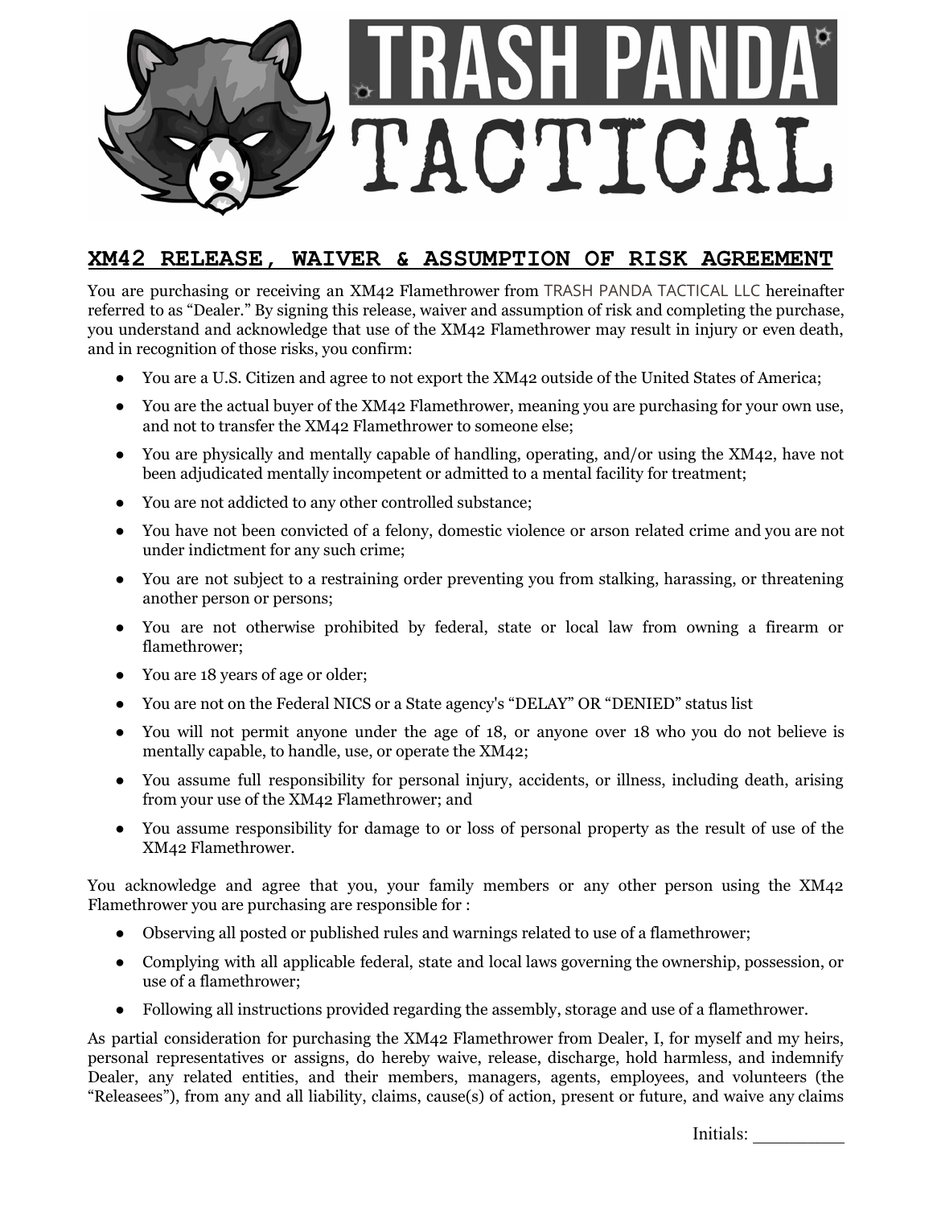# TRASH PANDA TACTICAL

## XM42 RELEASE, WAIVER & ASSUMPTION OF RISK AGREEMENT

You are purchasing or receiving an XM42 Flamethrower from TRASH PANDA TACTICAL LLC hereinafter referred to as "Dealer." By signing this release, waiver and assumption of risk and completing the purchase, you understand and acknowledge that use of the XM42 Flamethrower may result in injury or even death, and in recognition of those risks, you confirm:

- You are a U.S. Citizen and agree to not export the XM42 outside of the United States of America;
- You are the actual buyer of the XM42 Flamethrower, meaning you are purchasing for your own use, and not to transfer the XM42 Flamethrower to someone else;
- You are physically and mentally capable of handling, operating, and/or using the XM42, have not been adjudicated mentally incompetent or admitted to a mental facility for treatment;
- You are not addicted to any other controlled substance;
- You have not been convicted of a felony, domestic violence or arson related crime and you are not under indictment for any such crime;
- You are not subject to a restraining order preventing you from stalking, harassing, or threatening another person or persons;
- You are not otherwise prohibited by federal, state or local law from owning a firearm or flamethrower;
- You are 18 years of age or older;
- You are not on the Federal NICS or a State agency's "DELAY" OR "DENIED" status list
- You will not permit anyone under the age of 18, or anyone over 18 who you do not believe is mentally capable, to handle, use, or operate the XM42;
- You assume full responsibility for personal injury, accidents, or illness, including death, arising from your use of the XM42 Flamethrower; and
- You assume responsibility for damage to or loss of personal property as the result of use of the XM42 Flamethrower.

You acknowledge and agree that you, your family members or any other person using the XM42 Flamethrower you are purchasing are responsible for :

- Observing all posted or published rules and warnings related to use of a flamethrower;
- Complying with all applicable federal, state and local laws governing the ownership, possession, or use of a flamethrower;
- Following all instructions provided regarding the assembly, storage and use of a flamethrower.

As partial consideration for purchasing the XM42 Flamethrower from Dealer, I, for myself and my heirs, personal representatives or assigns, do hereby waive, release, discharge, hold harmless, and indemnify Dealer, any related entities, and their members, managers, agents, employees, and volunteers (the "Releasees"), from any and all liability, claims, cause(s) of action, present or future, and waive any claims

Initials: _________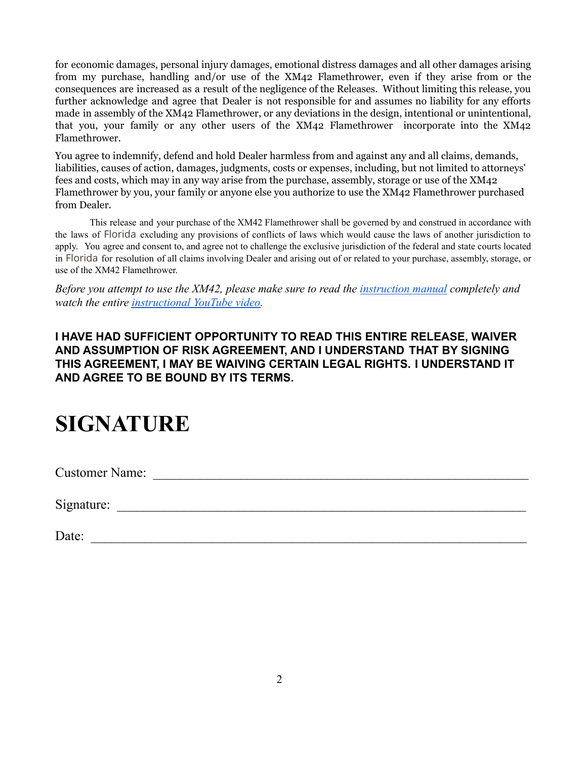for economic damages, personal injury damages, emotional distress damages and all other damages arising from my purchase, handling and/or use of the XM42 Flamethrower, even if they arise from or the consequences are increased as a result of the negligence of the Releases. Without limiting this release, you further acknowledge and agree that Dealer is not responsible for and assumes no liability for any efforts made in assembly of the XM42 Flamethrower, or any deviations in the design, intentional or unintentional, that you, your family or any other users of the XM42 Flamethrower incorporate into the XM42 Flamethrower.

You agree to indemnify, defend and hold Dealer harmless from and against any and all claims, demands, liabilities, causes of action, damages, judgments, costs or expenses, including, but not limited to attorneys' fees and costs, which may in any way arise from the purchase, assembly, storage or use of the XM42 Flamethrower by you, your family or anyone else you authorize to use the XM42 Flamethrower purchased from Dealer.

This release and your purchase of the XM42 Flamethrower shall be governed by and construed in accordance with the laws of Florida excluding any provisions of conflicts of laws which would cause the laws of another jurisdiction to apply. You agree and consent to, and agree not to challenge the exclusive jurisdiction of the federal and state courts located in Florida for resolution of all claims involving Dealer and arising out of or related to your purchase, assembly, storage, or use of the XM42 Flamethrower.

*Before you attempt to use the XM42, please make sure to read the instruction manual completely and watch the entire instructional YouTube video.*

**I HAVE HAD SUFFICIENT OPPORTUNITY TO READ THIS ENTIRE RELEASE, WAIVER AND ASSUMPTION OF RISK AGREEMENT, AND I UNDERSTAND THAT BY SIGNING THIS AGREEMENT, I MAY BE WAIVING CERTAIN LEGAL RIGHTS. I UNDERSTAND IT AND AGREE TO BE BOUND BY ITS TERMS.**

# SIGNATURE

Customer Name: ______________________________________________________

Signature: ___________________________________________________________

Date: _______________________________________________________________